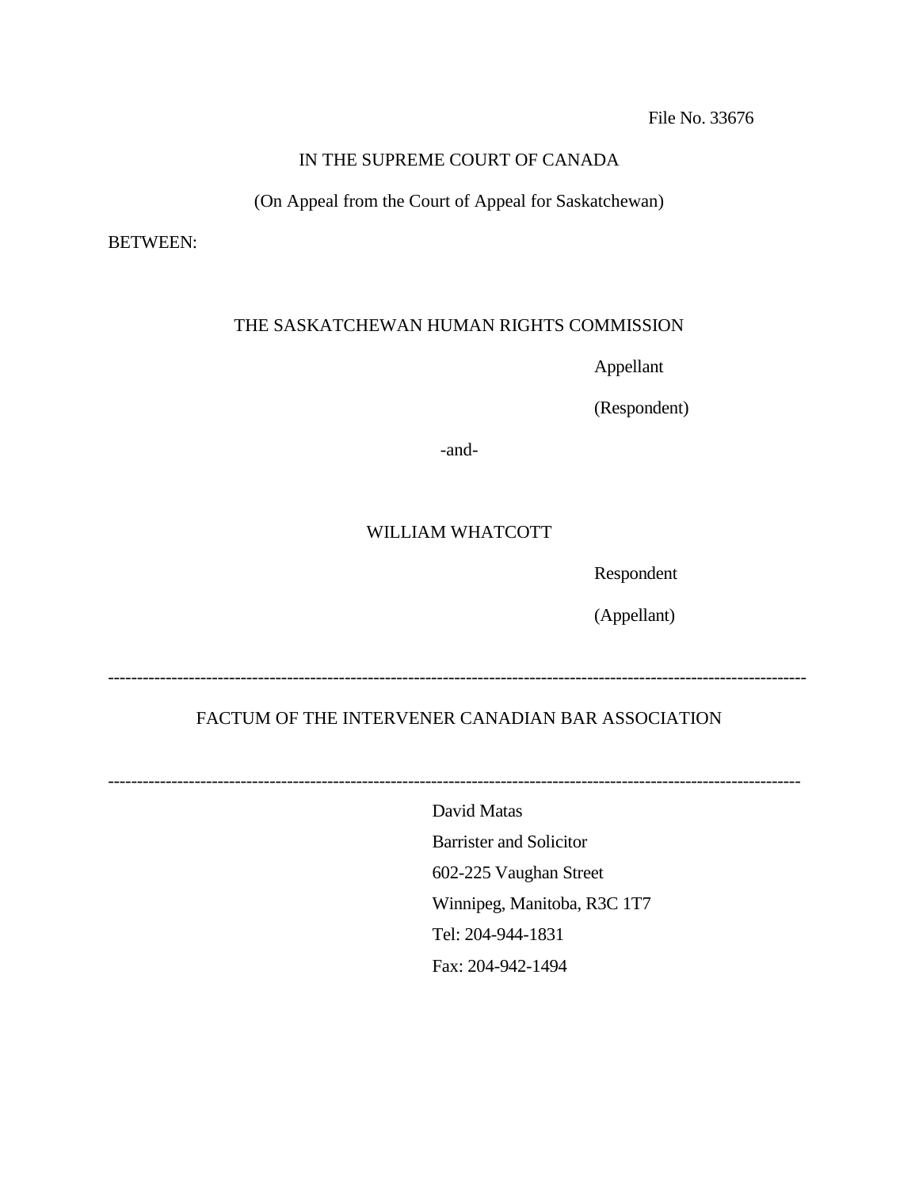File No. 33676

IN THE SUPREME COURT OF CANADA

(On Appeal from the Court of Appeal for Saskatchewan)

BETWEEN:

THE SASKATCHEWAN HUMAN RIGHTS COMMISSION

Appellant

(Respondent)

-and-

WILLIAM WHATCOTT

Respondent

(Appellant)

---

FACTUM OF THE INTERVENER CANADIAN BAR ASSOCIATION

---

David Matas
Barrister and Solicitor
602-225 Vaughan Street
Winnipeg, Manitoba, R3C 1T7
Tel: 204-944-1831
Fax: 204-942-1494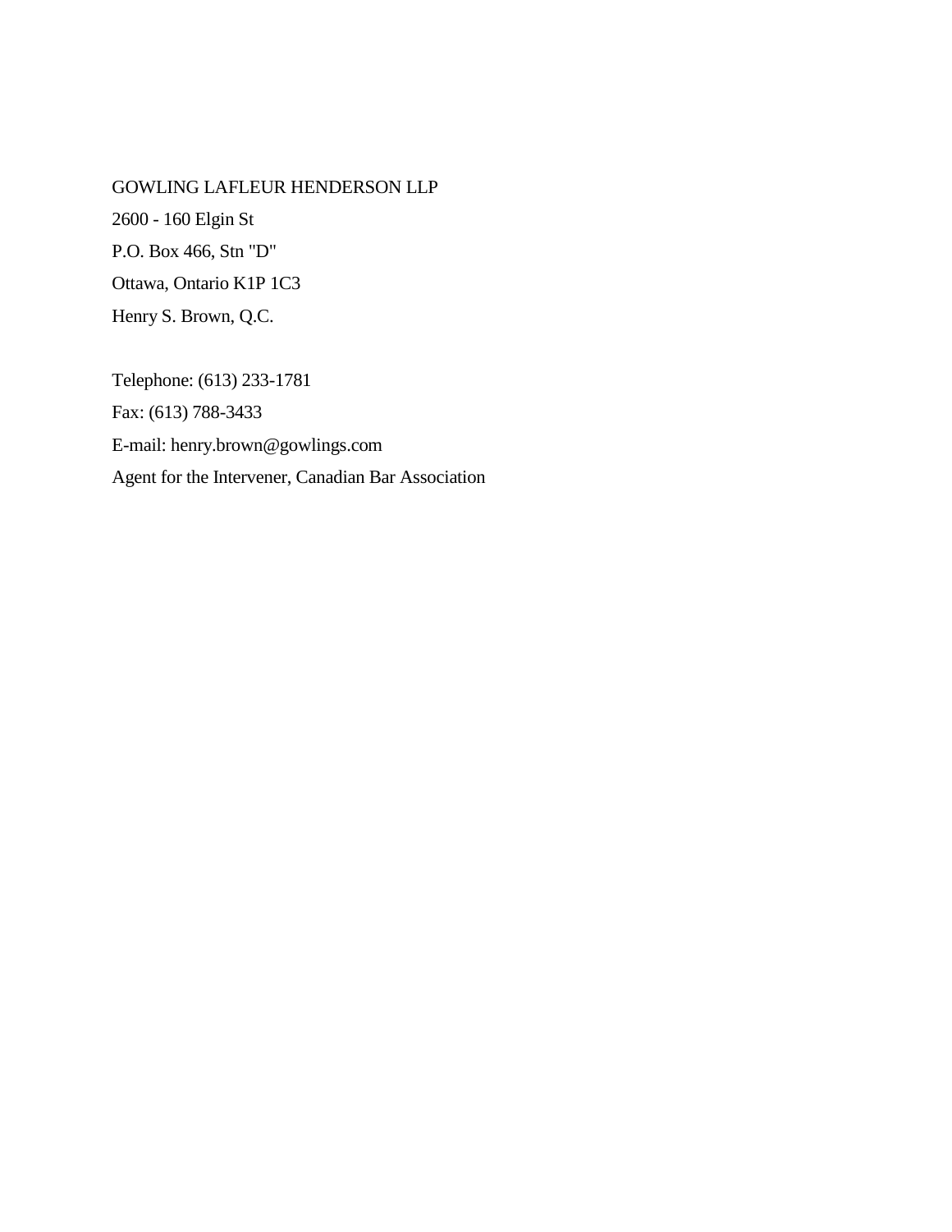GOWLING LAFLEUR HENDERSON LLP
2600 - 160 Elgin St
P.O. Box 466, Stn "D"
Ottawa, Ontario K1P 1C3
Henry S. Brown, Q.C.

Telephone: (613) 233-1781
Fax: (613) 788-3433
E-mail: henry.brown@gowlings.com
Agent for the Intervener, Canadian Bar Association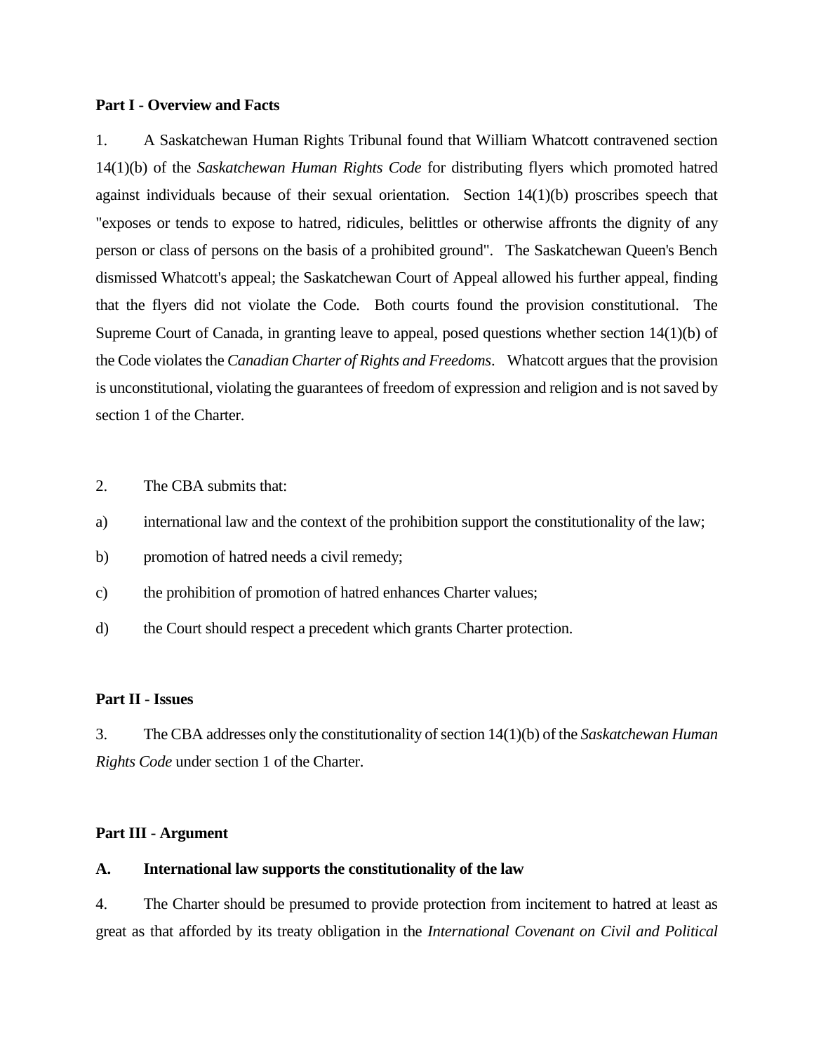**Part I - Overview and Facts**

1. A Saskatchewan Human Rights Tribunal found that William Whatcott contravened section 14(1)(b) of the *Saskatchewan Human Rights Code* for distributing flyers which promoted hatred against individuals because of their sexual orientation. Section 14(1)(b) proscribes speech that "exposes or tends to expose to hatred, ridicules, belittles or otherwise affronts the dignity of any person or class of persons on the basis of a prohibited ground". The Saskatchewan Queen's Bench dismissed Whatcott's appeal; the Saskatchewan Court of Appeal allowed his further appeal, finding that the flyers did not violate the Code. Both courts found the provision constitutional. The Supreme Court of Canada, in granting leave to appeal, posed questions whether section 14(1)(b) of the Code violates the *Canadian Charter of Rights and Freedoms*. Whatcott argues that the provision is unconstitutional, violating the guarantees of freedom of expression and religion and is not saved by section 1 of the Charter.

2. The CBA submits that:

a) international law and the context of the prohibition support the constitutionality of the law;

b) promotion of hatred needs a civil remedy;

c) the prohibition of promotion of hatred enhances Charter values;

d) the Court should respect a precedent which grants Charter protection.

**Part II - Issues**

3. The CBA addresses only the constitutionality of section 14(1)(b) of the *Saskatchewan Human Rights Code* under section 1 of the Charter.

**Part III - Argument**

**A. International law supports the constitutionality of the law**

4. The Charter should be presumed to provide protection from incitement to hatred at least as great as that afforded by its treaty obligation in the *International Covenant on Civil and Political*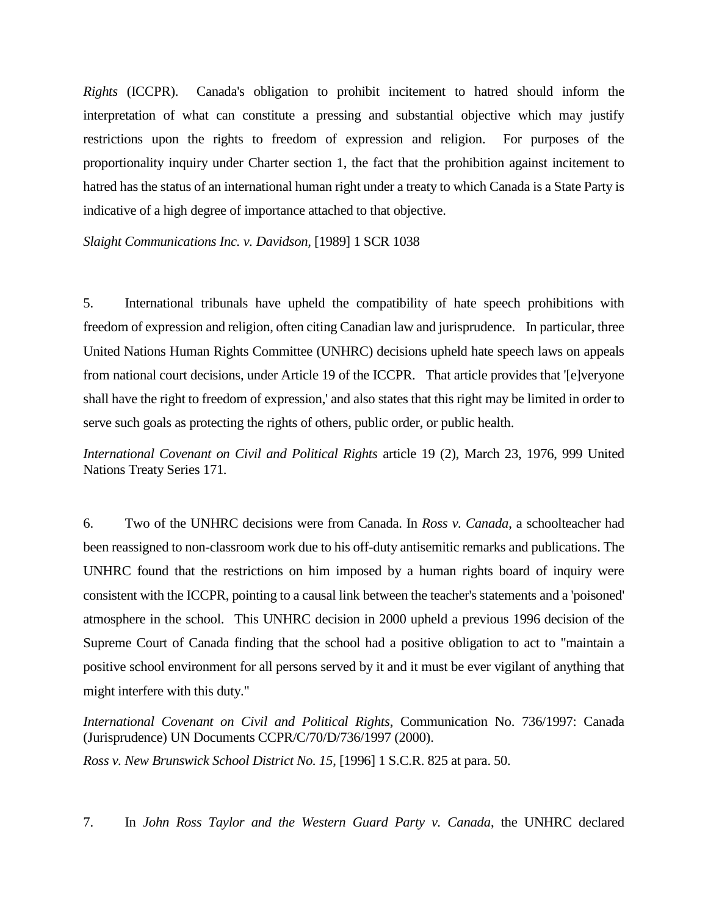*Rights* (ICCPR). Canada's obligation to prohibit incitement to hatred should inform the interpretation of what can constitute a pressing and substantial objective which may justify restrictions upon the rights to freedom of expression and religion. For purposes of the proportionality inquiry under Charter section 1, the fact that the prohibition against incitement to hatred has the status of an international human right under a treaty to which Canada is a State Party is indicative of a high degree of importance attached to that objective.

*Slaight Communications Inc. v. Davidson*, [1989] 1 SCR 1038

5. International tribunals have upheld the compatibility of hate speech prohibitions with freedom of expression and religion, often citing Canadian law and jurisprudence. In particular, three United Nations Human Rights Committee (UNHRC) decisions upheld hate speech laws on appeals from national court decisions, under Article 19 of the ICCPR. That article provides that '[e]veryone shall have the right to freedom of expression,' and also states that this right may be limited in order to serve such goals as protecting the rights of others, public order, or public health.

*International Covenant on Civil and Political Rights* article 19 (2), March 23, 1976, 999 United Nations Treaty Series 171.

6. Two of the UNHRC decisions were from Canada. In *Ross v. Canada*, a schoolteacher had been reassigned to non-classroom work due to his off-duty antisemitic remarks and publications. The UNHRC found that the restrictions on him imposed by a human rights board of inquiry were consistent with the ICCPR, pointing to a causal link between the teacher's statements and a 'poisoned' atmosphere in the school. This UNHRC decision in 2000 upheld a previous 1996 decision of the Supreme Court of Canada finding that the school had a positive obligation to act to "maintain a positive school environment for all persons served by it and it must be ever vigilant of anything that might interfere with this duty."

*International Covenant on Civil and Political Rights*, Communication No. 736/1997: Canada (Jurisprudence) UN Documents CCPR/C/70/D/736/1997 (2000).

*Ross v. New Brunswick School District No. 15*, [1996] 1 S.C.R. 825 at para. 50.

7. In *John Ross Taylor and the Western Guard Party v. Canada*, the UNHRC declared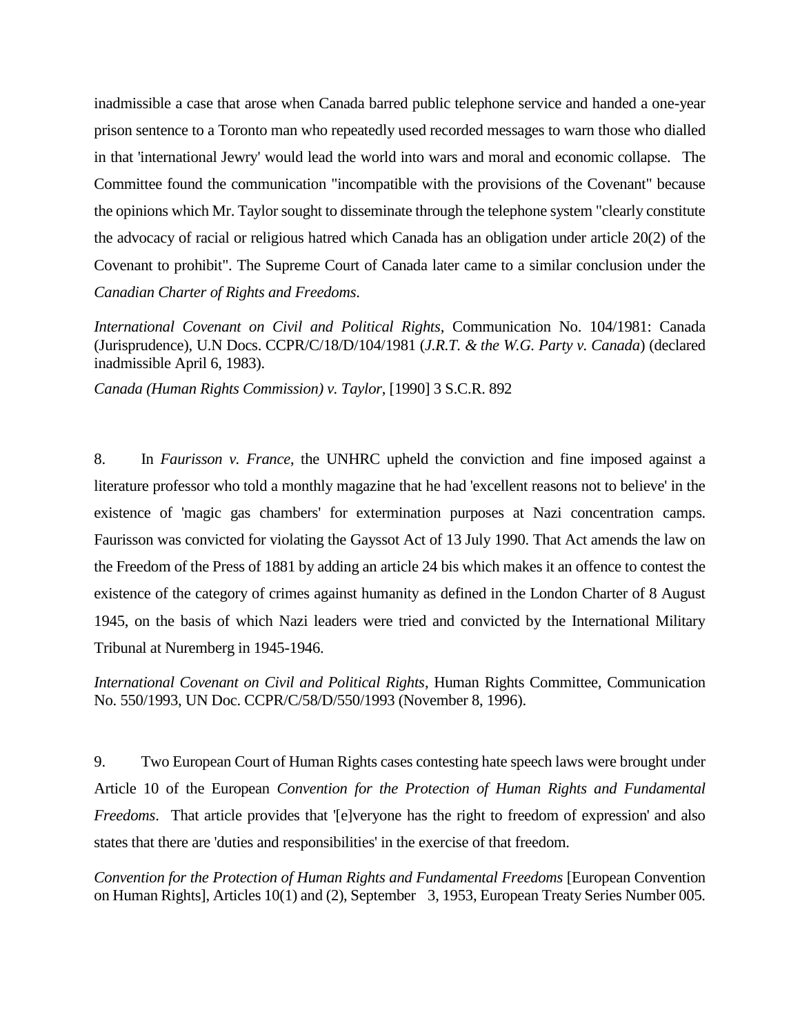inadmissible a case that arose when Canada barred public telephone service and handed a one-year prison sentence to a Toronto man who repeatedly used recorded messages to warn those who dialled in that 'international Jewry' would lead the world into wars and moral and economic collapse. The Committee found the communication "incompatible with the provisions of the Covenant" because the opinions which Mr. Taylor sought to disseminate through the telephone system "clearly constitute the advocacy of racial or religious hatred which Canada has an obligation under article 20(2) of the Covenant to prohibit". The Supreme Court of Canada later came to a similar conclusion under the *Canadian Charter of Rights and Freedoms*.

*International Covenant on Civil and Political Rights*, Communication No. 104/1981: Canada (Jurisprudence), U.N Docs. CCPR/C/18/D/104/1981 (*J.R.T. & the W.G. Party v. Canada*) (declared inadmissible April 6, 1983).

*Canada (Human Rights Commission) v. Taylor*, [1990] 3 S.C.R. 892

8. In *Faurisson v. France*, the UNHRC upheld the conviction and fine imposed against a literature professor who told a monthly magazine that he had 'excellent reasons not to believe' in the existence of 'magic gas chambers' for extermination purposes at Nazi concentration camps. Faurisson was convicted for violating the Gayssot Act of 13 July 1990. That Act amends the law on the Freedom of the Press of 1881 by adding an article 24 bis which makes it an offence to contest the existence of the category of crimes against humanity as defined in the London Charter of 8 August 1945, on the basis of which Nazi leaders were tried and convicted by the International Military Tribunal at Nuremberg in 1945-1946.

*International Covenant on Civil and Political Rights*, Human Rights Committee, Communication No. 550/1993, UN Doc. CCPR/C/58/D/550/1993 (November 8, 1996).

9. Two European Court of Human Rights cases contesting hate speech laws were brought under Article 10 of the European *Convention for the Protection of Human Rights and Fundamental Freedoms*. That article provides that '[e]veryone has the right to freedom of expression' and also states that there are 'duties and responsibilities' in the exercise of that freedom.

*Convention for the Protection of Human Rights and Fundamental Freedoms* [European Convention on Human Rights], Articles 10(1) and (2), September 3, 1953, European Treaty Series Number 005.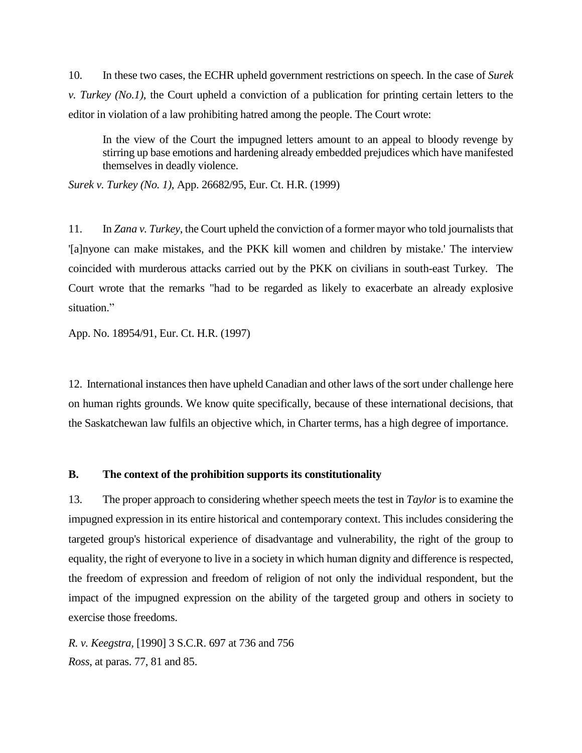10. In these two cases, the ECHR upheld government restrictions on speech. In the case of *Surek v. Turkey (No.1)*, the Court upheld a conviction of a publication for printing certain letters to the editor in violation of a law prohibiting hatred among the people. The Court wrote:

> In the view of the Court the impugned letters amount to an appeal to bloody revenge by stirring up base emotions and hardening already embedded prejudices which have manifested themselves in deadly violence.

*Surek v. Turkey (No. 1)*, App. 26682/95, Eur. Ct. H.R. (1999)

11. In *Zana v. Turkey*, the Court upheld the conviction of a former mayor who told journalists that '[a]nyone can make mistakes, and the PKK kill women and children by mistake.' The interview coincided with murderous attacks carried out by the PKK on civilians in south-east Turkey. The Court wrote that the remarks "had to be regarded as likely to exacerbate an already explosive situation."

App. No. 18954/91, Eur. Ct. H.R. (1997)

12. International instances then have upheld Canadian and other laws of the sort under challenge here on human rights grounds. We know quite specifically, because of these international decisions, that the Saskatchewan law fulfils an objective which, in Charter terms, has a high degree of importance.

**B. The context of the prohibition supports its constitutionality**

13. The proper approach to considering whether speech meets the test in *Taylor* is to examine the impugned expression in its entire historical and contemporary context. This includes considering the targeted group's historical experience of disadvantage and vulnerability, the right of the group to equality, the right of everyone to live in a society in which human dignity and difference is respected, the freedom of expression and freedom of religion of not only the individual respondent, but the impact of the impugned expression on the ability of the targeted group and others in society to exercise those freedoms.

*R. v. Keegstra*, [1990] 3 S.C.R. 697 at 736 and 756
*Ross*, at paras. 77, 81 and 85.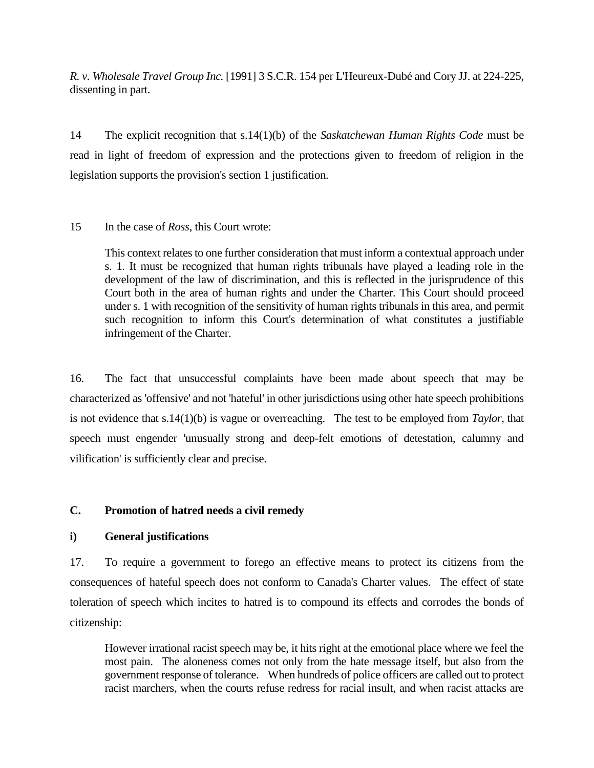*R. v. Wholesale Travel Group Inc.* [1991] 3 S.C.R. 154 per L'Heureux-Dubé and Cory JJ. at 224-225, dissenting in part.

14 The explicit recognition that s.14(1)(b) of the *Saskatchewan Human Rights Code* must be read in light of freedom of expression and the protections given to freedom of religion in the legislation supports the provision's section 1 justification.

15 In the case of *Ross*, this Court wrote:

> This context relates to one further consideration that must inform a contextual approach under s. 1. It must be recognized that human rights tribunals have played a leading role in the development of the law of discrimination, and this is reflected in the jurisprudence of this Court both in the area of human rights and under the Charter. This Court should proceed under s. 1 with recognition of the sensitivity of human rights tribunals in this area, and permit such recognition to inform this Court's determination of what constitutes a justifiable infringement of the Charter.

16. The fact that unsuccessful complaints have been made about speech that may be characterized as 'offensive' and not 'hateful' in other jurisdictions using other hate speech prohibitions is not evidence that s.14(1)(b) is vague or overreaching. The test to be employed from *Taylor*, that speech must engender 'unusually strong and deep-felt emotions of detestation, calumny and vilification' is sufficiently clear and precise.

**C. Promotion of hatred needs a civil remedy**

**i) General justifications**

17. To require a government to forego an effective means to protect its citizens from the consequences of hateful speech does not conform to Canada's Charter values. The effect of state toleration of speech which incites to hatred is to compound its effects and corrodes the bonds of citizenship:

> However irrational racist speech may be, it hits right at the emotional place where we feel the most pain. The aloneness comes not only from the hate message itself, but also from the government response of tolerance. When hundreds of police officers are called out to protect racist marchers, when the courts refuse redress for racial insult, and when racist attacks are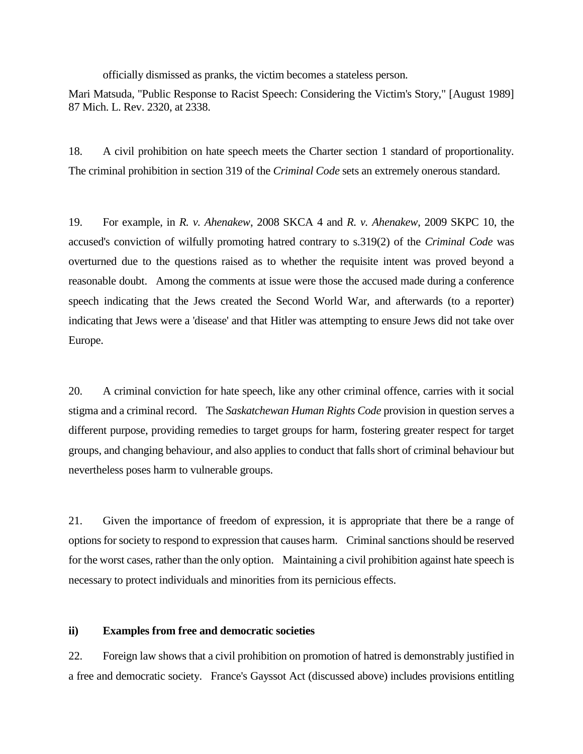officially dismissed as pranks, the victim becomes a stateless person.

Mari Matsuda, "Public Response to Racist Speech: Considering the Victim's Story," [August 1989] 87 Mich. L. Rev. 2320, at 2338.

18. A civil prohibition on hate speech meets the Charter section 1 standard of proportionality. The criminal prohibition in section 319 of the *Criminal Code* sets an extremely onerous standard.

19. For example, in *R. v. Ahenakew*, 2008 SKCA 4 and *R. v. Ahenakew*, 2009 SKPC 10, the accused's conviction of wilfully promoting hatred contrary to s.319(2) of the *Criminal Code* was overturned due to the questions raised as to whether the requisite intent was proved beyond a reasonable doubt. Among the comments at issue were those the accused made during a conference speech indicating that the Jews created the Second World War, and afterwards (to a reporter) indicating that Jews were a 'disease' and that Hitler was attempting to ensure Jews did not take over Europe.

20. A criminal conviction for hate speech, like any other criminal offence, carries with it social stigma and a criminal record. The *Saskatchewan Human Rights Code* provision in question serves a different purpose, providing remedies to target groups for harm, fostering greater respect for target groups, and changing behaviour, and also applies to conduct that falls short of criminal behaviour but nevertheless poses harm to vulnerable groups.

21. Given the importance of freedom of expression, it is appropriate that there be a range of options for society to respond to expression that causes harm. Criminal sanctions should be reserved for the worst cases, rather than the only option. Maintaining a civil prohibition against hate speech is necessary to protect individuals and minorities from its pernicious effects.

### ii) Examples from free and democratic societies

22. Foreign law shows that a civil prohibition on promotion of hatred is demonstrably justified in a free and democratic society. France's Gayssot Act (discussed above) includes provisions entitling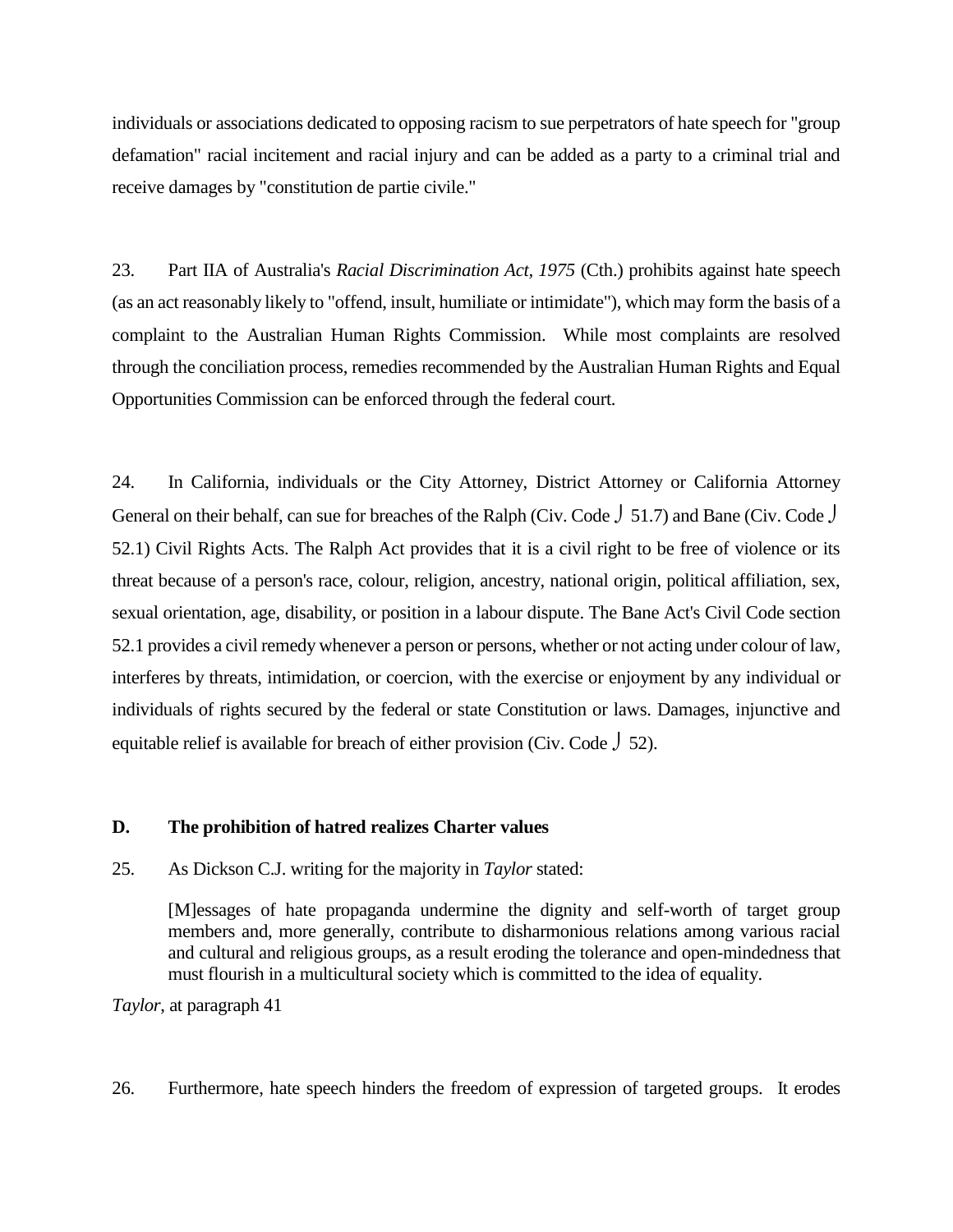individuals or associations dedicated to opposing racism to sue perpetrators of hate speech for "group defamation" racial incitement and racial injury and can be added as a party to a criminal trial and receive damages by "constitution de partie civile."

23. Part IIA of Australia's *Racial Discrimination Act, 1975* (Cth.) prohibits against hate speech (as an act reasonably likely to "offend, insult, humiliate or intimidate"), which may form the basis of a complaint to the Australian Human Rights Commission. While most complaints are resolved through the conciliation process, remedies recommended by the Australian Human Rights and Equal Opportunities Commission can be enforced through the federal court.

24. In California, individuals or the City Attorney, District Attorney or California Attorney General on their behalf, can sue for breaches of the Ralph (Civ. Code § 51.7) and Bane (Civ. Code § 52.1) Civil Rights Acts. The Ralph Act provides that it is a civil right to be free of violence or its threat because of a person's race, colour, religion, ancestry, national origin, political affiliation, sex, sexual orientation, age, disability, or position in a labour dispute. The Bane Act's Civil Code section 52.1 provides a civil remedy whenever a person or persons, whether or not acting under colour of law, interferes by threats, intimidation, or coercion, with the exercise or enjoyment by any individual or individuals of rights secured by the federal or state Constitution or laws. Damages, injunctive and equitable relief is available for breach of either provision (Civ. Code § 52).

**D. The prohibition of hatred realizes Charter values**

25. As Dickson C.J. writing for the majority in *Taylor* stated:

> [M]essages of hate propaganda undermine the dignity and self-worth of target group members and, more generally, contribute to disharmonious relations among various racial and cultural and religious groups, as a result eroding the tolerance and open-mindedness that must flourish in a multicultural society which is committed to the idea of equality.

*Taylor*, at paragraph 41

26. Furthermore, hate speech hinders the freedom of expression of targeted groups. It erodes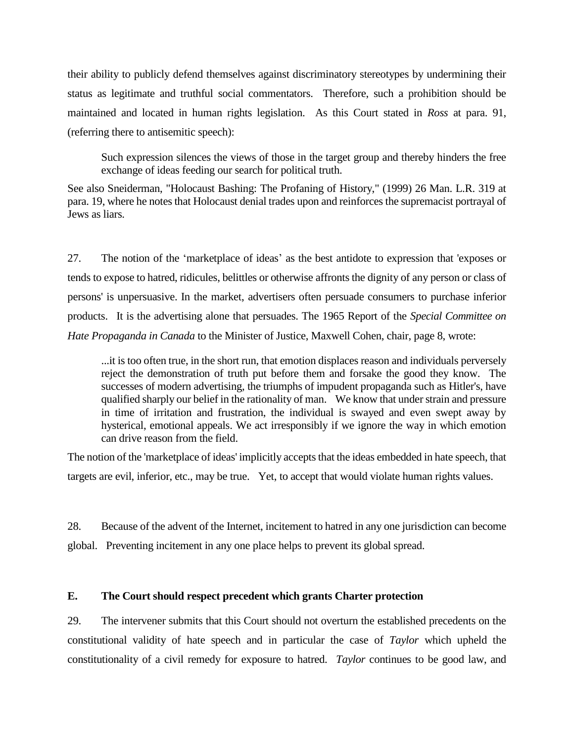their ability to publicly defend themselves against discriminatory stereotypes by undermining their status as legitimate and truthful social commentators. Therefore, such a prohibition should be maintained and located in human rights legislation. As this Court stated in *Ross* at para. 91, (referring there to antisemitic speech):

> Such expression silences the views of those in the target group and thereby hinders the free exchange of ideas feeding our search for political truth.

See also Sneiderman, "Holocaust Bashing: The Profaning of History," (1999) 26 Man. L.R. 319 at para. 19, where he notes that Holocaust denial trades upon and reinforces the supremacist portrayal of Jews as liars.

27. The notion of the 'marketplace of ideas' as the best antidote to expression that 'exposes or tends to expose to hatred, ridicules, belittles or otherwise affronts the dignity of any person or class of persons' is unpersuasive. In the market, advertisers often persuade consumers to purchase inferior products. It is the advertising alone that persuades. The 1965 Report of the *Special Committee on Hate Propaganda in Canada* to the Minister of Justice, Maxwell Cohen, chair, page 8, wrote:

> ...it is too often true, in the short run, that emotion displaces reason and individuals perversely reject the demonstration of truth put before them and forsake the good they know. The successes of modern advertising, the triumphs of impudent propaganda such as Hitler's, have qualified sharply our belief in the rationality of man. We know that under strain and pressure in time of irritation and frustration, the individual is swayed and even swept away by hysterical, emotional appeals. We act irresponsibly if we ignore the way in which emotion can drive reason from the field.

The notion of the 'marketplace of ideas' implicitly accepts that the ideas embedded in hate speech, that targets are evil, inferior, etc., may be true. Yet, to accept that would violate human rights values.

28. Because of the advent of the Internet, incitement to hatred in any one jurisdiction can become global. Preventing incitement in any one place helps to prevent its global spread.

## E. The Court should respect precedent which grants Charter protection

29. The intervener submits that this Court should not overturn the established precedents on the constitutional validity of hate speech and in particular the case of *Taylor* which upheld the constitutionality of a civil remedy for exposure to hatred. *Taylor* continues to be good law, and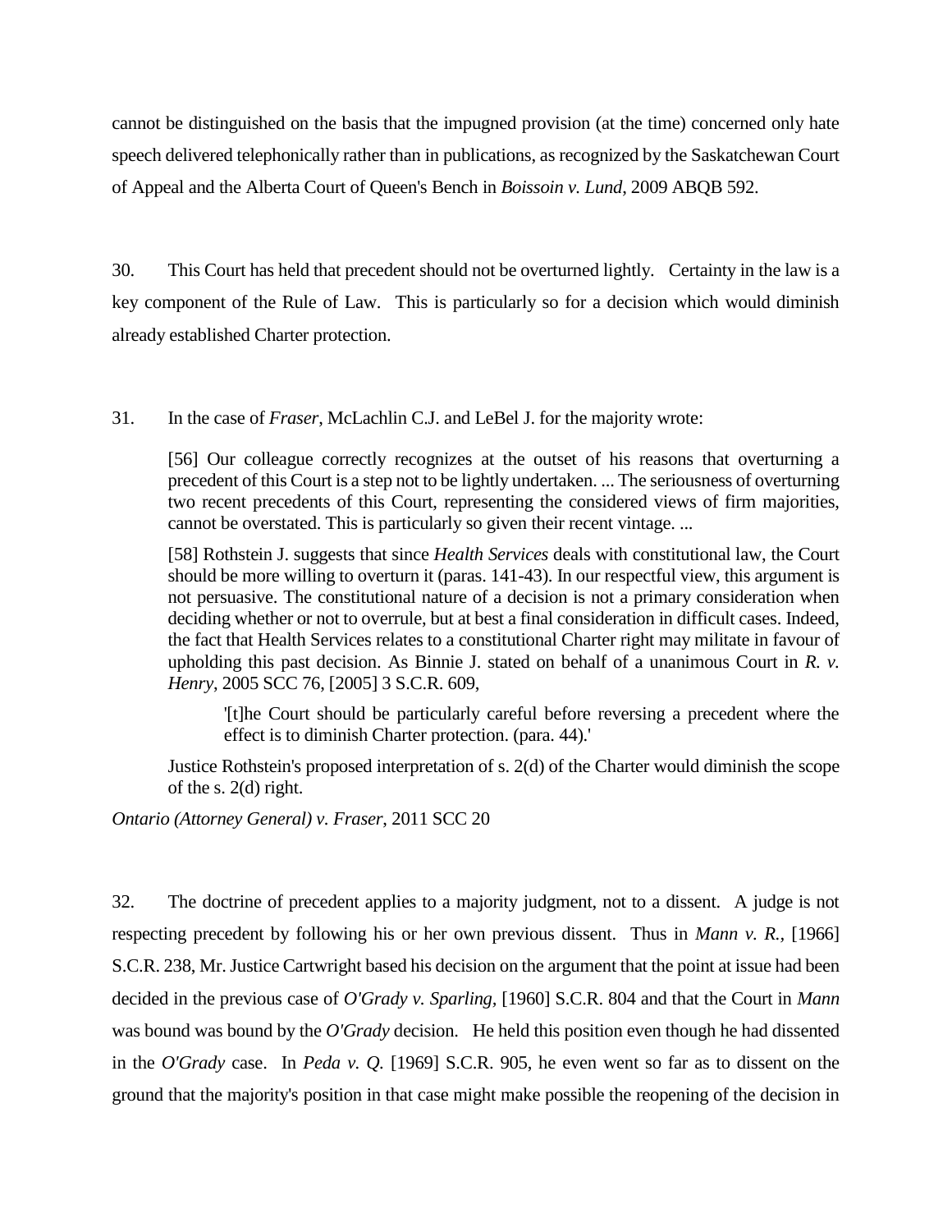cannot be distinguished on the basis that the impugned provision (at the time) concerned only hate speech delivered telephonically rather than in publications, as recognized by the Saskatchewan Court of Appeal and the Alberta Court of Queen's Bench in *Boissoin v. Lund*, 2009 ABQB 592.

30. This Court has held that precedent should not be overturned lightly. Certainty in the law is a key component of the Rule of Law. This is particularly so for a decision which would diminish already established Charter protection.

31. In the case of *Fraser*, McLachlin C.J. and LeBel J. for the majority wrote:

> [56] Our colleague correctly recognizes at the outset of his reasons that overturning a precedent of this Court is a step not to be lightly undertaken. ... The seriousness of overturning two recent precedents of this Court, representing the considered views of firm majorities, cannot be overstated. This is particularly so given their recent vintage. ...
>
> [58] Rothstein J. suggests that since *Health Services* deals with constitutional law, the Court should be more willing to overturn it (paras. 141-43). In our respectful view, this argument is not persuasive. The constitutional nature of a decision is not a primary consideration when deciding whether or not to overrule, but at best a final consideration in difficult cases. Indeed, the fact that Health Services relates to a constitutional Charter right may militate in favour of upholding this past decision. As Binnie J. stated on behalf of a unanimous Court in *R. v. Henry*, 2005 SCC 76, [2005] 3 S.C.R. 609,
>
> > '[t]he Court should be particularly careful before reversing a precedent where the effect is to diminish Charter protection. (para. 44).'
>
> Justice Rothstein's proposed interpretation of s. 2(d) of the Charter would diminish the scope of the s. 2(d) right.

*Ontario (Attorney General) v. Fraser*, 2011 SCC 20

32. The doctrine of precedent applies to a majority judgment, not to a dissent. A judge is not respecting precedent by following his or her own previous dissent. Thus in *Mann v. R.*, [1966] S.C.R. 238, Mr. Justice Cartwright based his decision on the argument that the point at issue had been decided in the previous case of *O'Grady v. Sparling*, [1960] S.C.R. 804 and that the Court in *Mann* was bound was bound by the *O'Grady* decision. He held this position even though he had dissented in the *O'Grady* case. In *Peda v. Q.* [1969] S.C.R. 905, he even went so far as to dissent on the ground that the majority's position in that case might make possible the reopening of the decision in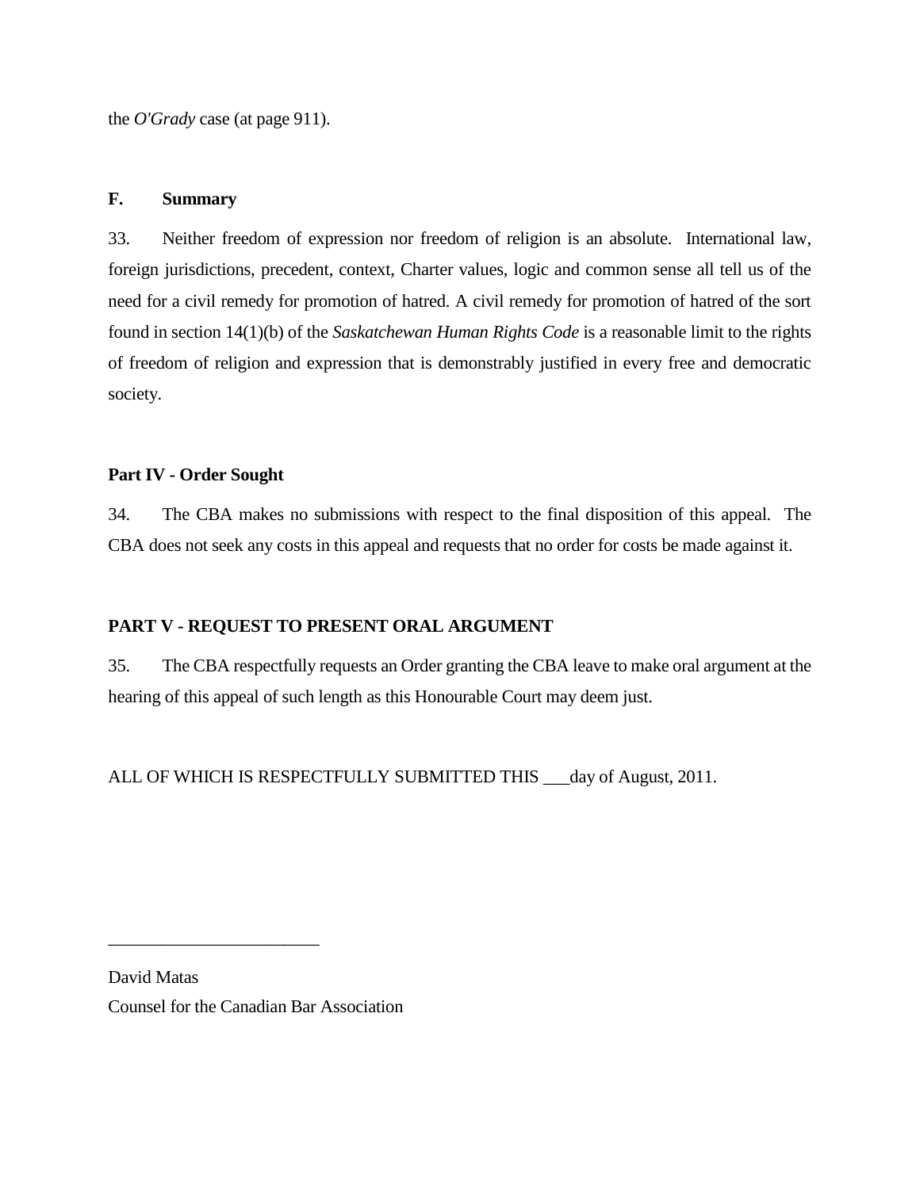the *O'Grady* case (at page 911).

### F. Summary

33. Neither freedom of expression nor freedom of religion is an absolute. International law, foreign jurisdictions, precedent, context, Charter values, logic and common sense all tell us of the need for a civil remedy for promotion of hatred. A civil remedy for promotion of hatred of the sort found in section 14(1)(b) of the *Saskatchewan Human Rights Code* is a reasonable limit to the rights of freedom of religion and expression that is demonstrably justified in every free and democratic society.

## Part IV - Order Sought

34. The CBA makes no submissions with respect to the final disposition of this appeal. The CBA does not seek any costs in this appeal and requests that no order for costs be made against it.

## PART V - REQUEST TO PRESENT ORAL ARGUMENT

35. The CBA respectfully requests an Order granting the CBA leave to make oral argument at the hearing of this appeal of such length as this Honourable Court may deem just.

ALL OF WHICH IS RESPECTFULLY SUBMITTED THIS ___day of August, 2011.

________________________

David Matas
Counsel for the Canadian Bar Association